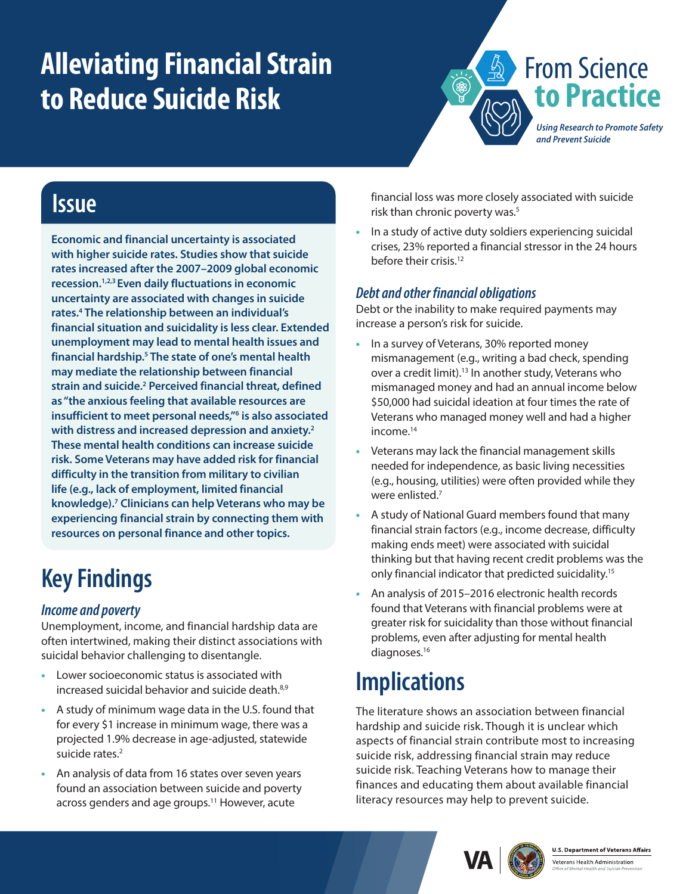# Alleviating Financial Strain to Reduce Suicide Risk

From Science to Practice

*Using Research to Promote Safety and Prevent Suicide*

## Issue

**Economic and financial uncertainty is associated with higher suicide rates. Studies show that suicide rates increased after the 2007–2009 global economic recession.[1,2,3] Even daily fluctuations in economic uncertainty are associated with changes in suicide rates.[4] The relationship between an individual's financial situation and suicidality is less clear. Extended unemployment may lead to mental health issues and financial hardship.[5] The state of one's mental health may mediate the relationship between financial strain and suicide.[2] Perceived financial threat, defined as "the anxious feeling that available resources are insufficient to meet personal needs,"[6] is also associated with distress and increased depression and anxiety.[2] These mental health conditions can increase suicide risk. Some Veterans may have added risk for financial difficulty in the transition from military to civilian life (e.g., lack of employment, limited financial knowledge).[7] Clinicians can help Veterans who may be experiencing financial strain by connecting them with resources on personal finance and other topics.**

## Key Findings

### *Income and poverty*

Unemployment, income, and financial hardship data are often intertwined, making their distinct associations with suicidal behavior challenging to disentangle.

- Lower socioeconomic status is associated with increased suicidal behavior and suicide death.[8,9]
- A study of minimum wage data in the U.S. found that for every $1 increase in minimum wage, there was a projected 1.9% decrease in age-adjusted, statewide suicide rates.[2]
- An analysis of data from 16 states over seven years found an association between suicide and poverty across genders and age groups.[11] However, acute financial loss was more closely associated with suicide risk than chronic poverty was.[5]
- In a study of active duty soldiers experiencing suicidal crises, 23% reported a financial stressor in the 24 hours before their crisis.[12]

### *Debt and other financial obligations*

Debt or the inability to make required payments may increase a person's risk for suicide.

- In a survey of Veterans, 30% reported money mismanagement (e.g., writing a bad check, spending over a credit limit).[13] In another study, Veterans who mismanaged money and had an annual income below $50,000 had suicidal ideation at four times the rate of Veterans who managed money well and had a higher income.[14]
- Veterans may lack the financial management skills needed for independence, as basic living necessities (e.g., housing, utilities) were often provided while they were enlisted.[7]
- A study of National Guard members found that many financial strain factors (e.g., income decrease, difficulty making ends meet) were associated with suicidal thinking but that having recent credit problems was the only financial indicator that predicted suicidality.[15]
- An analysis of 2015–2016 electronic health records found that Veterans with financial problems were at greater risk for suicidality than those without financial problems, even after adjusting for mental health diagnoses.[16]

## Implications

The literature shows an association between financial hardship and suicide risk. Though it is unclear which aspects of financial strain contribute most to increasing suicide risk, addressing financial strain may reduce suicide risk. Teaching Veterans how to manage their finances and educating them about available financial literacy resources may help to prevent suicide.

U.S. Department of Veterans Affairs
Veterans Health Administration
Office of Mental Health and Suicide Prevention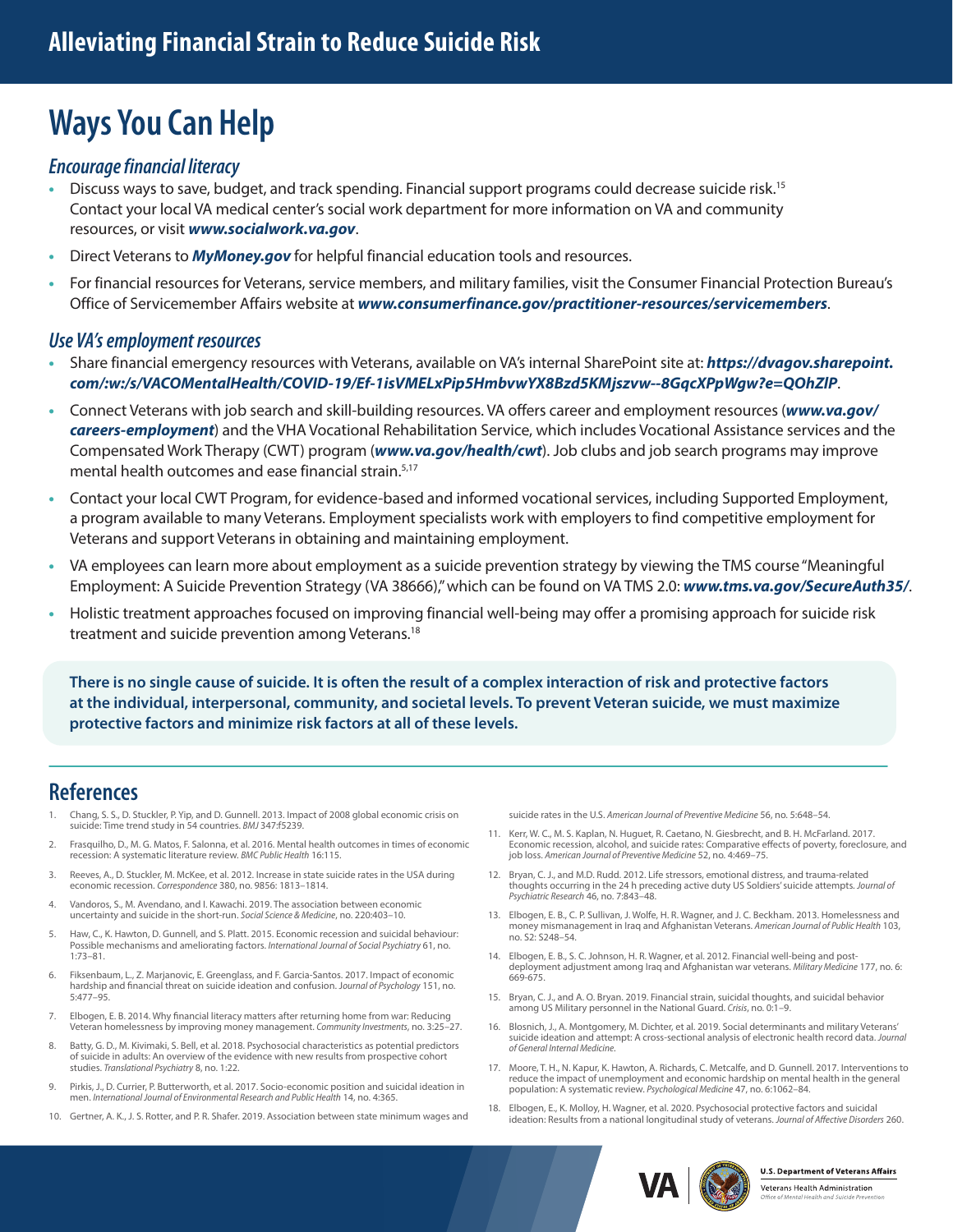# Alleviating Financial Strain to Reduce Suicide Risk

## Ways You Can Help

### *Encourage financial literacy*

- Discuss ways to save, budget, and track spending. Financial support programs could decrease suicide risk.[15] Contact your local VA medical center's social work department for more information on VA and community resources, or visit ***www.socialwork.va.gov***.
- Direct Veterans to ***MyMoney.gov*** for helpful financial education tools and resources.
- For financial resources for Veterans, service members, and military families, visit the Consumer Financial Protection Bureau's Office of Servicemember Affairs website at ***www.consumerfinance.gov/practitioner-resources/servicemembers***.

### *Use VA's employment resources*

- Share financial emergency resources with Veterans, available on VA's internal SharePoint site at: ***https://dvagov.sharepoint.com/:w:/s/VACOMentalHealth/COVID-19/Ef-1isVMELxPip5HmbvwYX8Bzd5KMjszvw--8GqcXPpWgw?e=QOhZlP***.
- Connect Veterans with job search and skill-building resources. VA offers career and employment resources (***www.va.gov/careers-employment***) and the VHA Vocational Rehabilitation Service, which includes Vocational Assistance services and the Compensated Work Therapy (CWT) program (***www.va.gov/health/cwt***). Job clubs and job search programs may improve mental health outcomes and ease financial strain.[5,17]
- Contact your local CWT Program, for evidence-based and informed vocational services, including Supported Employment, a program available to many Veterans. Employment specialists work with employers to find competitive employment for Veterans and support Veterans in obtaining and maintaining employment.
- VA employees can learn more about employment as a suicide prevention strategy by viewing the TMS course "Meaningful Employment: A Suicide Prevention Strategy (VA 38666)," which can be found on VA TMS 2.0: ***www.tms.va.gov/SecureAuth35/***.
- Holistic treatment approaches focused on improving financial well-being may offer a promising approach for suicide risk treatment and suicide prevention among Veterans.[18]

**There is no single cause of suicide. It is often the result of a complex interaction of risk and protective factors at the individual, interpersonal, community, and societal levels. To prevent Veteran suicide, we must maximize protective factors and minimize risk factors at all of these levels.**

## References

1. Chang, S. S., D. Stuckler, P. Yip, and D. Gunnell. 2013. Impact of 2008 global economic crisis on suicide: Time trend study in 54 countries. *BMJ* 347:f5239.
2. Frasquilho, D., M. G. Matos, F. Salonna, et al. 2016. Mental health outcomes in times of economic recession: A systematic literature review. *BMC Public Health* 16:115.
3. Reeves, A., D. Stuckler, M. McKee, et al. 2012. Increase in state suicide rates in the USA during economic recession. *Correspondence* 380, no. 9856: 1813–1814.
4. Vandoros, S., M. Avendano, and I. Kawachi. 2019. The association between economic uncertainty and suicide in the short-run. *Social Science & Medicine*, no. 220:403–10.
5. Haw, C., K. Hawton, D. Gunnell, and S. Platt. 2015. Economic recession and suicidal behaviour: Possible mechanisms and ameliorating factors. *International Journal of Social Psychiatry* 61, no. 1:73–81.
6. Fiksenbaum, L., Z. Marjanovic, E. Greenglass, and F. Garcia-Santos. 2017. Impact of economic hardship and financial threat on suicide ideation and confusion. *Journal of Psychology* 151, no. 5:477–95.
7. Elbogen, E. B. 2014. Why financial literacy matters after returning home from war: Reducing Veteran homelessness by improving money management. *Community Investments*, no. 3:25–27.
8. Batty, G. D., M. Kivimaki, S. Bell, et al. 2018. Psychosocial characteristics as potential predictors of suicide in adults: An overview of the evidence with new results from prospective cohort studies. *Translational Psychiatry* 8, no. 1:22.
9. Pirkis, J., D. Currier, P. Butterworth, et al. 2017. Socio-economic position and suicidal ideation in men. *International Journal of Environmental Research and Public Health* 14, no. 4:365.
10. Gertner, A. K., J. S. Rotter, and P. R. Shafer. 2019. Association between state minimum wages and suicide rates in the U.S. *American Journal of Preventive Medicine* 56, no. 5:648–54.
11. Kerr, W. C., M. S. Kaplan, N. Huguet, R. Caetano, N. Giesbrecht, and B. H. McFarland. 2017. Economic recession, alcohol, and suicide rates: Comparative effects of poverty, foreclosure, and job loss. *American Journal of Preventive Medicine* 52, no. 4:469–75.
12. Bryan, C. J., and M.D. Rudd. 2012. Life stressors, emotional distress, and trauma-related thoughts occurring in the 24 h preceding active duty US Soldiers' suicide attempts. *Journal of Psychiatric Research* 46, no. 7:843–48.
13. Elbogen, E. B., C. P. Sullivan, J. Wolfe, H. R. Wagner, and J. C. Beckham. 2013. Homelessness and money mismanagement in Iraq and Afghanistan Veterans. *American Journal of Public Health* 103, no. S2: S248–54.
14. Elbogen, E. B., S. C. Johnson, H. R. Wagner, et al. 2012. Financial well-being and post-deployment adjustment among Iraq and Afghanistan war veterans. *Military Medicine* 177, no. 6: 669-675.
15. Bryan, C. J., and A. O. Bryan. 2019. Financial strain, suicidal thoughts, and suicidal behavior among US Military personnel in the National Guard. *Crisis*, no. 0:1–9.
16. Blosnich, J., A. Montgomery, M. Dichter, et al. 2019. Social determinants and military Veterans' suicide ideation and attempt: A cross-sectional analysis of electronic health record data. *Journal of General Internal Medicine*.
17. Moore, T. H., N. Kapur, K. Hawton, A. Richards, C. Metcalfe, and D. Gunnell. 2017. Interventions to reduce the impact of unemployment and economic hardship on mental health in the general population: A systematic review. *Psychological Medicine* 47, no. 6:1062–84.
18. Elbogen, E., K. Molloy, H. Wagner, et al. 2020. Psychosocial protective factors and suicidal ideation: Results from a national longitudinal study of veterans. *Journal of Affective Disorders* 260.

U.S. Department of Veterans Affairs
Veterans Health Administration
*Office of Mental Health and Suicide Prevention*